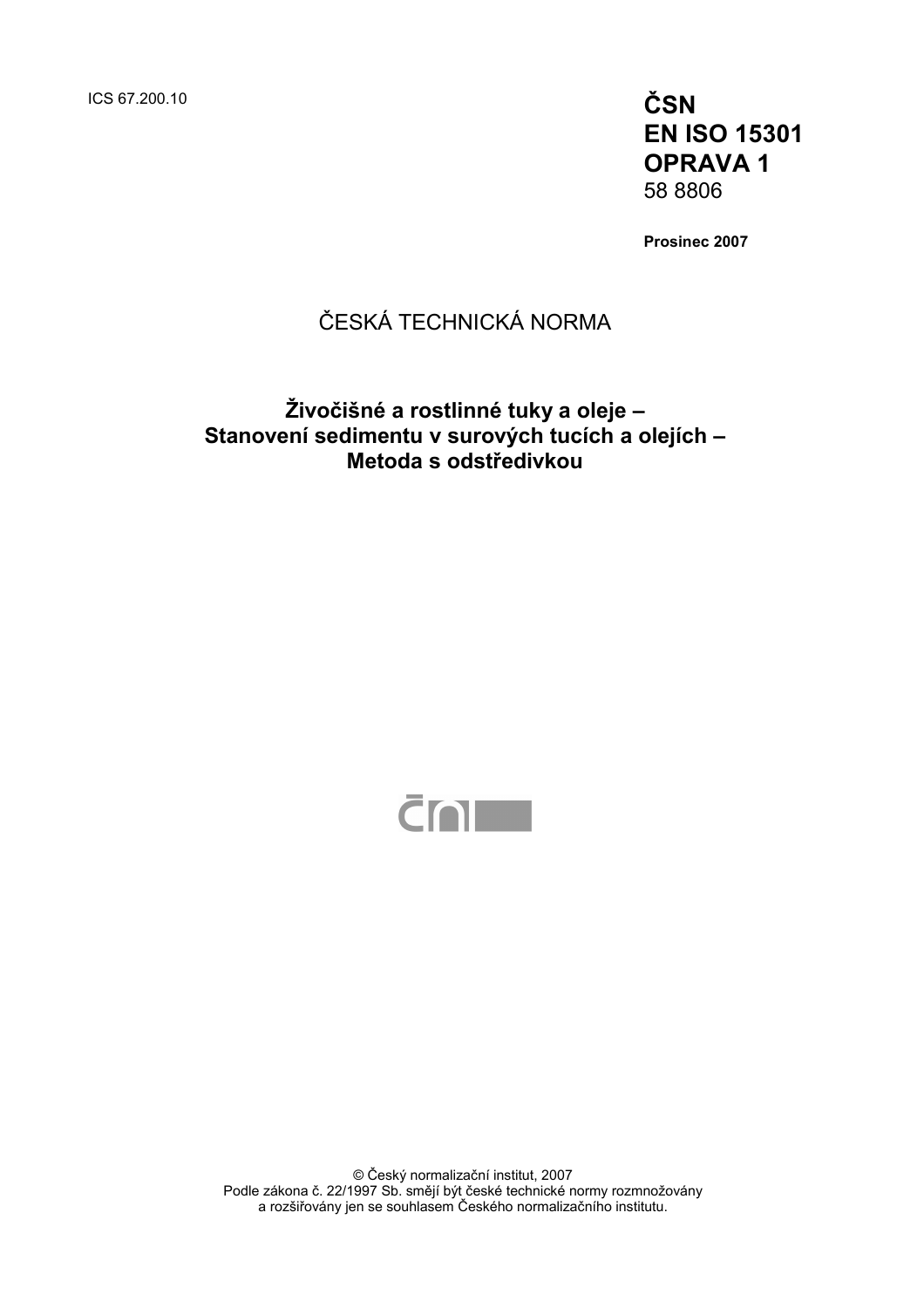ICS 67.200.10

**ČSN**
**EN ISO 15301**
**OPRAVA 1**
58 8806

**Prosinec 2007**

ČESKÁ TECHNICKÁ NORMA

# Živočišné a rostlinné tuky a oleje – Stanovení sedimentu v surových tucích a olejích – Metoda s odstředivkou

© Český normalizační institut, 2007
Podle zákona č. 22/1997 Sb. smějí být české technické normy rozmnožovány a rozšiřovány jen se souhlasem Českého normalizačního institutu.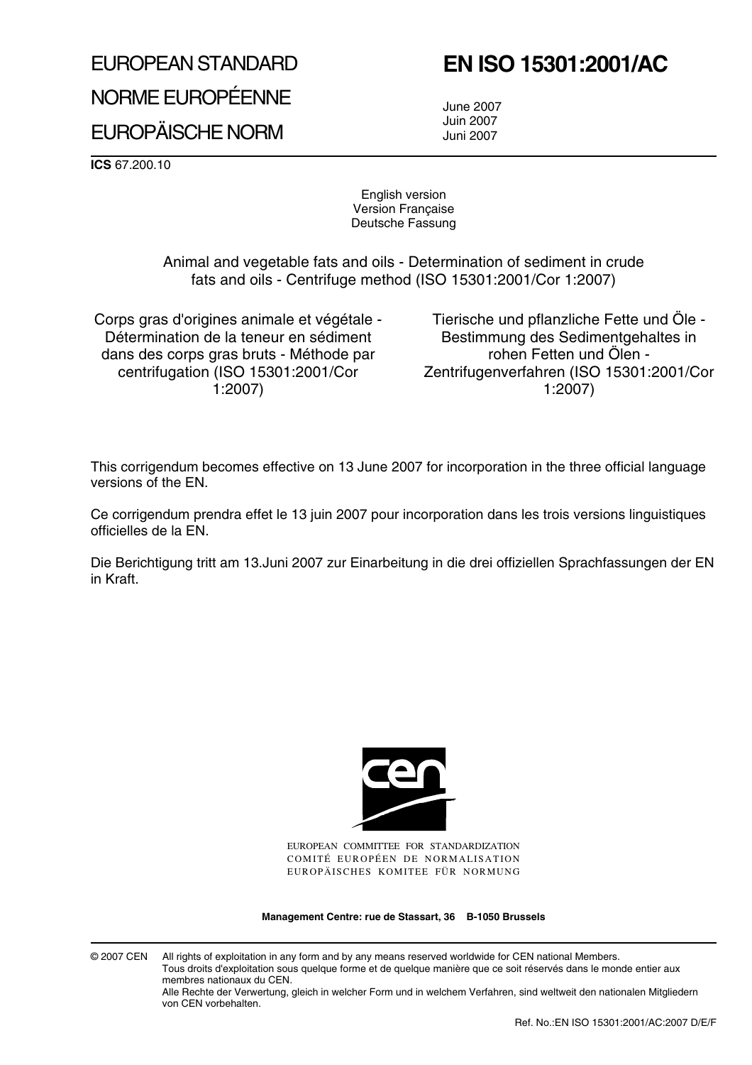# EUROPEAN STANDARD

# NORME EUROPÉENNE

# EUROPÄISCHE NORM

# EN ISO 15301:2001/AC

June 2007
Juin 2007
Juni 2007

**ICS** 67.200.10

English version
Version Française
Deutsche Fassung

Animal and vegetable fats and oils - Determination of sediment in crude fats and oils - Centrifuge method (ISO 15301:2001/Cor 1:2007)

Corps gras d'origines animale et végétale - Détermination de la teneur en sédiment dans des corps gras bruts - Méthode par centrifugation (ISO 15301:2001/Cor 1:2007)

Tierische und pflanzliche Fette und Öle - Bestimmung des Sedimentgehaltes in rohen Fetten und Ölen - Zentrifugenverfahren (ISO 15301:2001/Cor 1:2007)

This corrigendum becomes effective on 13 June 2007 for incorporation in the three official language versions of the EN.

Ce corrigendum prendra effet le 13 juin 2007 pour incorporation dans les trois versions linguistiques officielles de la EN.

Die Berichtigung tritt am 13.Juni 2007 zur Einarbeitung in die drei offiziellen Sprachfassungen der EN in Kraft.

EUROPEAN COMMITTEE FOR STANDARDIZATION
COMITÉ EUROPÉEN DE NORMALISATION
EUROPÄISCHES KOMITEE FÜR NORMUNG

**Management Centre: rue de Stassart, 36 B-1050 Brussels**

© 2007 CEN All rights of exploitation in any form and by any means reserved worldwide for CEN national Members.
Tous droits d'exploitation sous quelque forme et de quelque manière que ce soit réservés dans le monde entier aux membres nationaux du CEN.
Alle Rechte der Verwertung, gleich in welcher Form und in welchem Verfahren, sind weltweit den nationalen Mitgliedern von CEN vorbehalten.

Ref. No.:EN ISO 15301:2001/AC:2007 D/E/F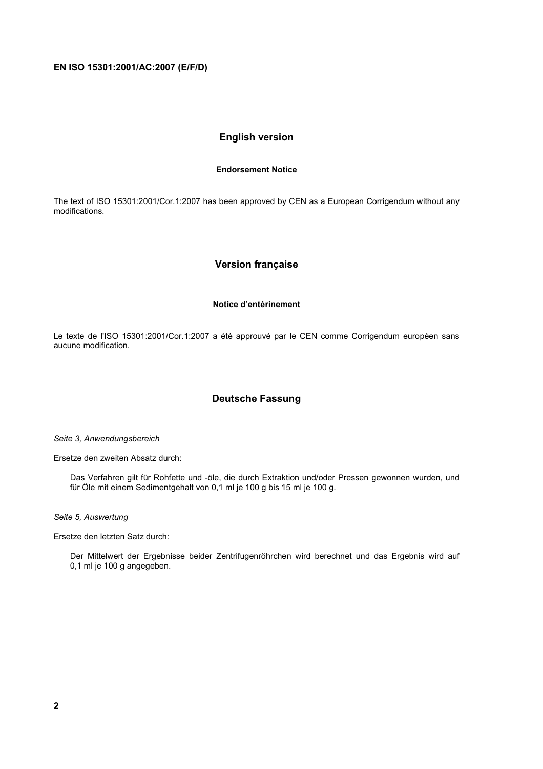**EN ISO 15301:2001/AC:2007 (E/F/D)**

## English version

### Endorsement Notice

The text of ISO 15301:2001/Cor.1:2007 has been approved by CEN as a European Corrigendum without any modifications.

## Version française

### Notice d'entérinement

Le texte de l'ISO 15301:2001/Cor.1:2007 a été approuvé par le CEN comme Corrigendum européen sans aucune modification.

## Deutsche Fassung

*Seite 3, Anwendungsbereich*

Ersetze den zweiten Absatz durch:

> Das Verfahren gilt für Rohfette und -öle, die durch Extraktion und/oder Pressen gewonnen wurden, und für Öle mit einem Sedimentgehalt von 0,1 ml je 100 g bis 15 ml je 100 g.

*Seite 5, Auswertung*

Ersetze den letzten Satz durch:

> Der Mittelwert der Ergebnisse beider Zentrifugenröhrchen wird berechnet und das Ergebnis wird auf 0,1 ml je 100 g angegeben.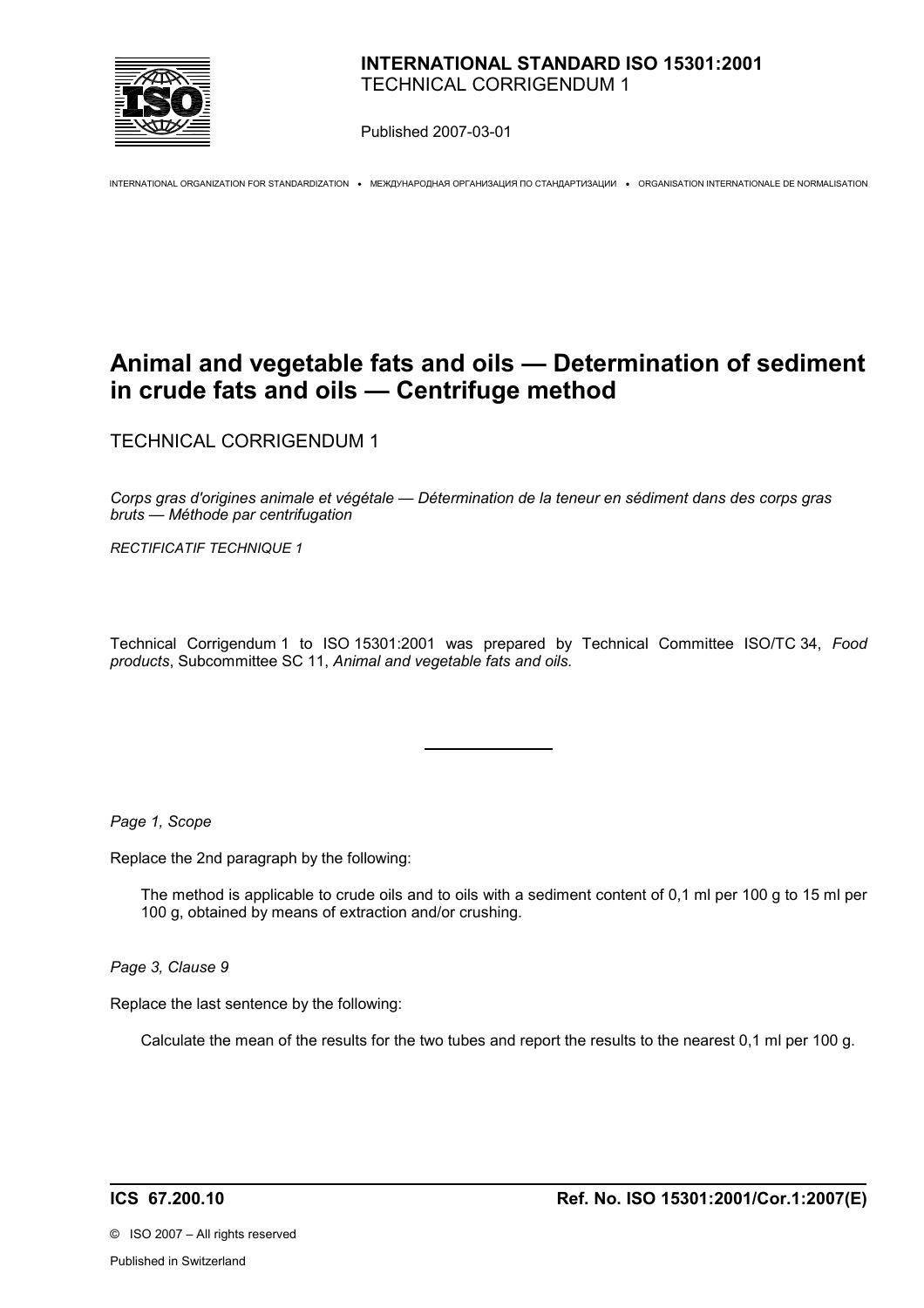**INTERNATIONAL STANDARD ISO 15301:2001**
TECHNICAL CORRIGENDUM 1

Published 2007-03-01

INTERNATIONAL ORGANIZATION FOR STANDARDIZATION • МЕЖДУНАРОДНАЯ ОРГАНИЗАЦИЯ ПО СТАНДАРТИЗАЦИИ • ORGANISATION INTERNATIONALE DE NORMALISATION

# Animal and vegetable fats and oils — Determination of sediment in crude fats and oils — Centrifuge method

TECHNICAL CORRIGENDUM 1

*Corps gras d'origines animale et végétale — Détermination de la teneur en sédiment dans des corps gras bruts — Méthode par centrifugation*

*RECTIFICATIF TECHNIQUE 1*

Technical Corrigendum 1 to ISO 15301:2001 was prepared by Technical Committee ISO/TC 34, *Food products*, Subcommittee SC 11, *Animal and vegetable fats and oils.*

---

*Page 1, Scope*

Replace the 2nd paragraph by the following:

> The method is applicable to crude oils and to oils with a sediment content of 0,1 ml per 100 g to 15 ml per 100 g, obtained by means of extraction and/or crushing.

*Page 3, Clause 9*

Replace the last sentence by the following:

> Calculate the mean of the results for the two tubes and report the results to the nearest 0,1 ml per 100 g.

**ICS 67.200.10** **Ref. No. ISO 15301:2001/Cor.1:2007(E)**

© ISO 2007 – All rights reserved

Published in Switzerland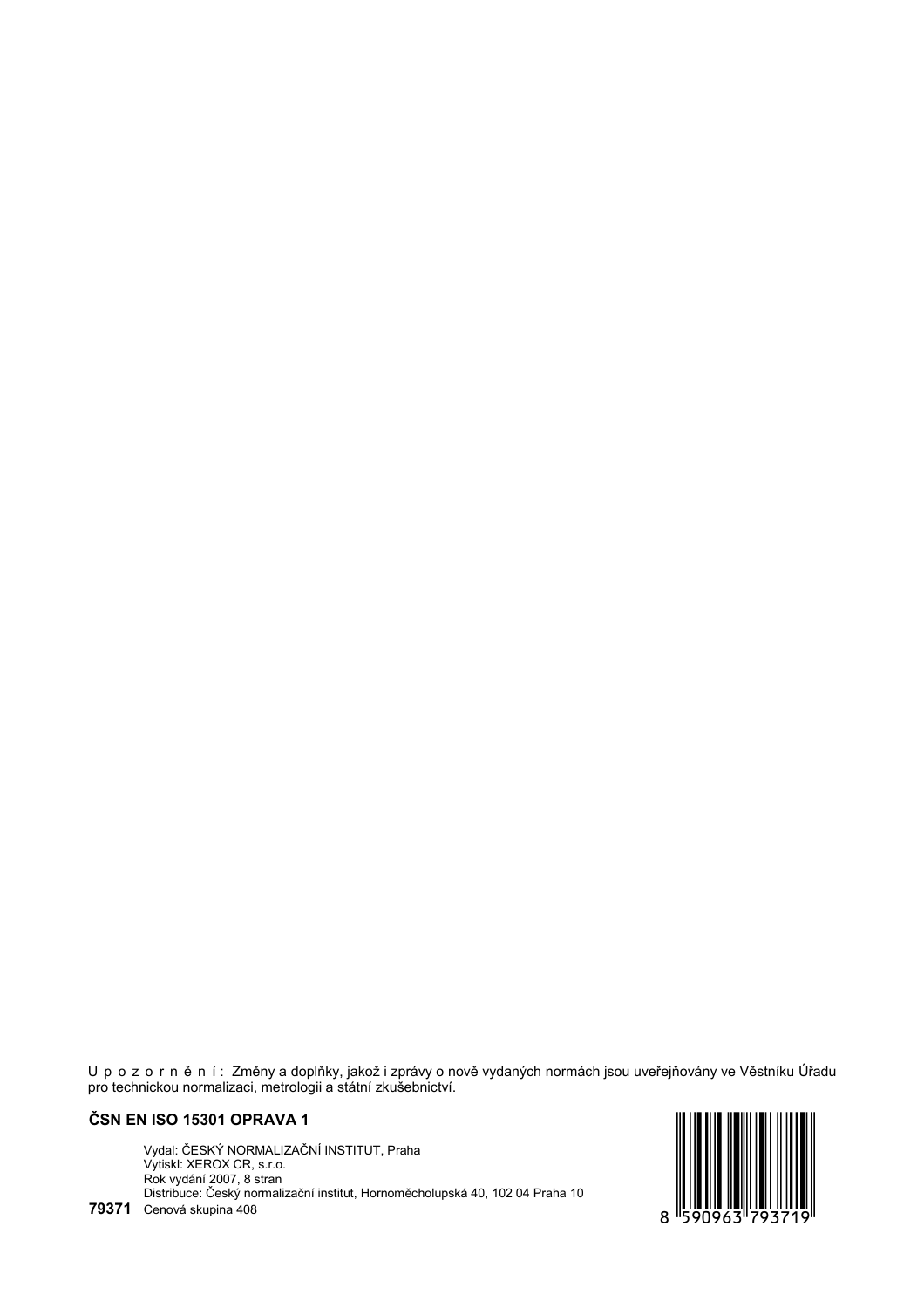U p o z o r n ě n í : Změny a doplňky, jakož i zprávy o nově vydaných normách jsou uveřejňovány ve Věstníku Úřadu pro technickou normalizaci, metrologii a státní zkušebnictví.

**ČSN EN ISO 15301 OPRAVA 1**

Vydal: ČESKÝ NORMALIZAČNÍ INSTITUT, Praha
Vytiskl: XEROX CR, s.r.o.
Rok vydání 2007, 8 stran
Distribuce: Český normalizační institut, Hornoměcholupská 40, 102 04 Praha 10

**79371** Cenová skupina 408

8 590963 793719